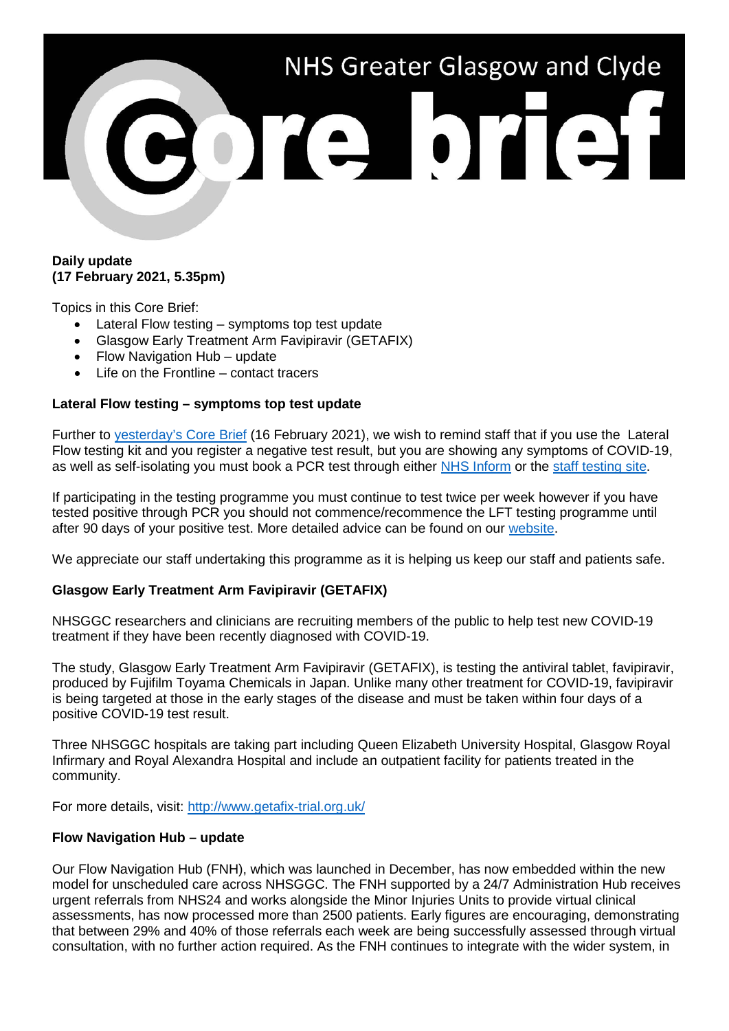# NHS Greater Glasgow and Clyde Core brief

**Daily update**
**(17 February 2021, 5.35pm)**

Topics in this Core Brief:

- Lateral Flow testing – symptoms top test update
- Glasgow Early Treatment Arm Favipiravir (GETAFIX)
- Flow Navigation Hub – update
- Life on the Frontline – contact tracers

**Lateral Flow testing – symptoms top test update**

Further to yesterday's Core Brief (16 February 2021), we wish to remind staff that if you use the Lateral Flow testing kit and you register a negative test result, but you are showing any symptoms of COVID-19, as well as self-isolating you must book a PCR test through either NHS Inform or the staff testing site.

If participating in the testing programme you must continue to test twice per week however if you have tested positive through PCR you should not commence/recommence the LFT testing programme until after 90 days of your positive test. More detailed advice can be found on our website.

We appreciate our staff undertaking this programme as it is helping us keep our staff and patients safe.

**Glasgow Early Treatment Arm Favipiravir (GETAFIX)**

NHSGGC researchers and clinicians are recruiting members of the public to help test new COVID-19 treatment if they have been recently diagnosed with COVID-19.

The study, Glasgow Early Treatment Arm Favipiravir (GETAFIX), is testing the antiviral tablet, favipiravir, produced by Fujifilm Toyama Chemicals in Japan. Unlike many other treatment for COVID-19, favipiravir is being targeted at those in the early stages of the disease and must be taken within four days of a positive COVID-19 test result.

Three NHSGGC hospitals are taking part including Queen Elizabeth University Hospital, Glasgow Royal Infirmary and Royal Alexandra Hospital and include an outpatient facility for patients treated in the community.

For more details, visit: http://www.getafix-trial.org.uk/

**Flow Navigation Hub – update**

Our Flow Navigation Hub (FNH), which was launched in December, has now embedded within the new model for unscheduled care across NHSGGC. The FNH supported by a 24/7 Administration Hub receives urgent referrals from NHS24 and works alongside the Minor Injuries Units to provide virtual clinical assessments, has now processed more than 2500 patients. Early figures are encouraging, demonstrating that between 29% and 40% of those referrals each week are being successfully assessed through virtual consultation, with no further action required. As the FNH continues to integrate with the wider system, in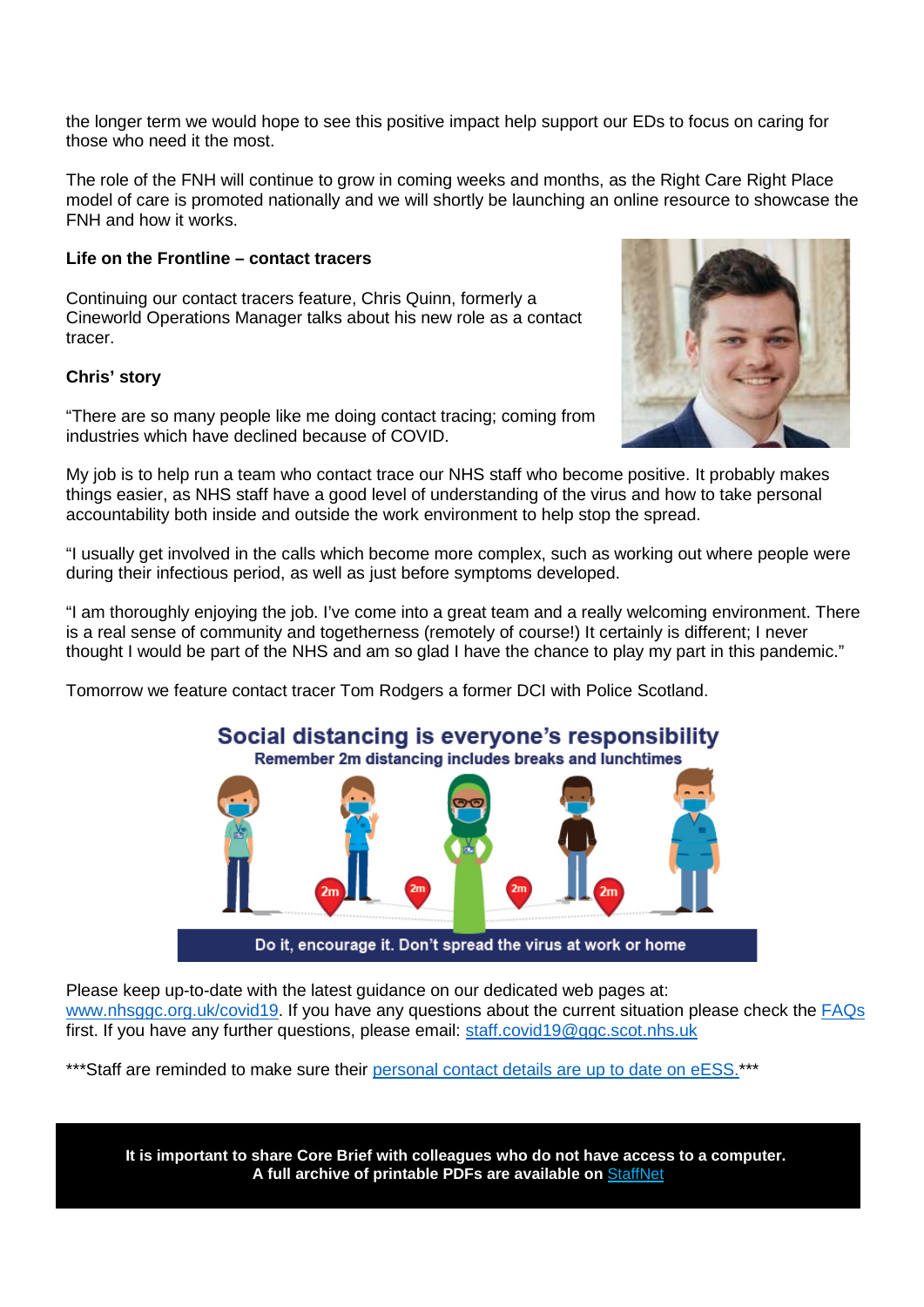the longer term we would hope to see this positive impact help support our EDs to focus on caring for those who need it the most.

The role of the FNH will continue to grow in coming weeks and months, as the Right Care Right Place model of care is promoted nationally and we will shortly be launching an online resource to showcase the FNH and how it works.

**Life on the Frontline – contact tracers**

Continuing our contact tracers feature, Chris Quinn, formerly a Cineworld Operations Manager talks about his new role as a contact tracer.

**Chris' story**

"There are so many people like me doing contact tracing; coming from industries which have declined because of COVID.

My job is to help run a team who contact trace our NHS staff who become positive. It probably makes things easier, as NHS staff have a good level of understanding of the virus and how to take personal accountability both inside and outside the work environment to help stop the spread.

"I usually get involved in the calls which become more complex, such as working out where people were during their infectious period, as well as just before symptoms developed.

"I am thoroughly enjoying the job. I've come into a great team and a really welcoming environment. There is a real sense of community and togetherness (remotely of course!) It certainly is different; I never thought I would be part of the NHS and am so glad I have the chance to play my part in this pandemic."

Tomorrow we feature contact tracer Tom Rodgers a former DCI with Police Scotland.

Social distancing is everyone's responsibility

Remember 2m distancing includes breaks and lunchtimes

2m

2m

2m

2m

Do it, encourage it. Don't spread the virus at work or home

Please keep up-to-date with the latest guidance on our dedicated web pages at: www.nhsggc.org.uk/covid19. If you have any questions about the current situation please check the FAQs first. If you have any further questions, please email: staff.covid19@ggc.scot.nhs.uk

***Staff are reminded to make sure their personal contact details are up to date on eESS.***

**It is important to share Core Brief with colleagues who do not have access to a computer.**
**A full archive of printable PDFs are available on StaffNet**